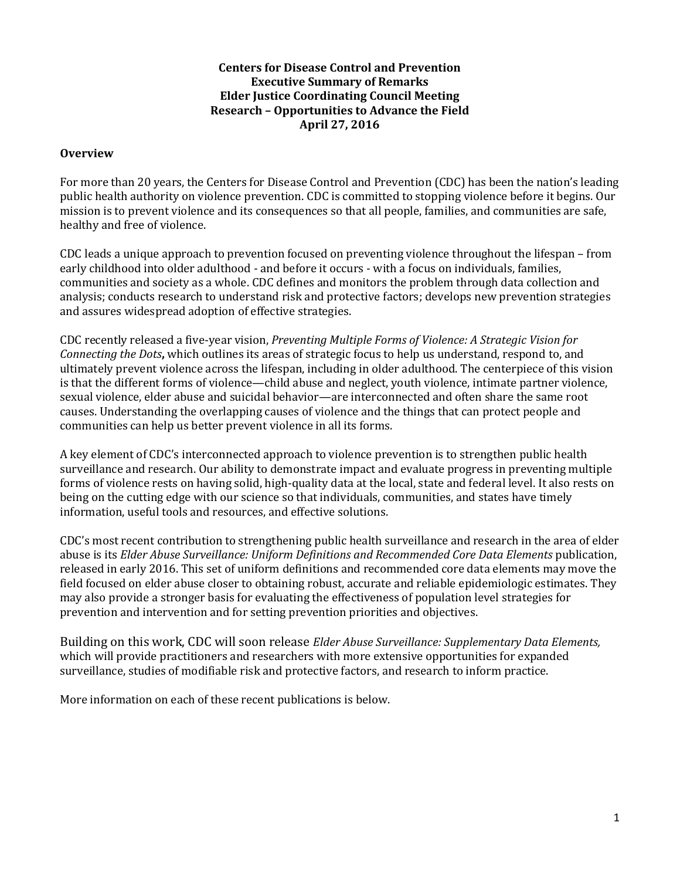**Centers for Disease Control and Prevention**
**Executive Summary of Remarks**
**Elder Justice Coordinating Council Meeting**
**Research – Opportunities to Advance the Field**
**April 27, 2016**

## Overview

For more than 20 years, the Centers for Disease Control and Prevention (CDC) has been the nation's leading public health authority on violence prevention. CDC is committed to stopping violence before it begins. Our mission is to prevent violence and its consequences so that all people, families, and communities are safe, healthy and free of violence.

CDC leads a unique approach to prevention focused on preventing violence throughout the lifespan – from early childhood into older adulthood - and before it occurs - with a focus on individuals, families, communities and society as a whole. CDC defines and monitors the problem through data collection and analysis; conducts research to understand risk and protective factors; develops new prevention strategies and assures widespread adoption of effective strategies.

CDC recently released a five-year vision, *Preventing Multiple Forms of Violence: A Strategic Vision for Connecting the Dots*, which outlines its areas of strategic focus to help us understand, respond to, and ultimately prevent violence across the lifespan, including in older adulthood. The centerpiece of this vision is that the different forms of violence—child abuse and neglect, youth violence, intimate partner violence, sexual violence, elder abuse and suicidal behavior—are interconnected and often share the same root causes. Understanding the overlapping causes of violence and the things that can protect people and communities can help us better prevent violence in all its forms.

A key element of CDC's interconnected approach to violence prevention is to strengthen public health surveillance and research. Our ability to demonstrate impact and evaluate progress in preventing multiple forms of violence rests on having solid, high-quality data at the local, state and federal level. It also rests on being on the cutting edge with our science so that individuals, communities, and states have timely information, useful tools and resources, and effective solutions.

CDC's most recent contribution to strengthening public health surveillance and research in the area of elder abuse is its *Elder Abuse Surveillance: Uniform Definitions and Recommended Core Data Elements* publication, released in early 2016. This set of uniform definitions and recommended core data elements may move the field focused on elder abuse closer to obtaining robust, accurate and reliable epidemiologic estimates. They may also provide a stronger basis for evaluating the effectiveness of population level strategies for prevention and intervention and for setting prevention priorities and objectives.

Building on this work, CDC will soon release *Elder Abuse Surveillance: Supplementary Data Elements,* which will provide practitioners and researchers with more extensive opportunities for expanded surveillance, studies of modifiable risk and protective factors, and research to inform practice.

More information on each of these recent publications is below.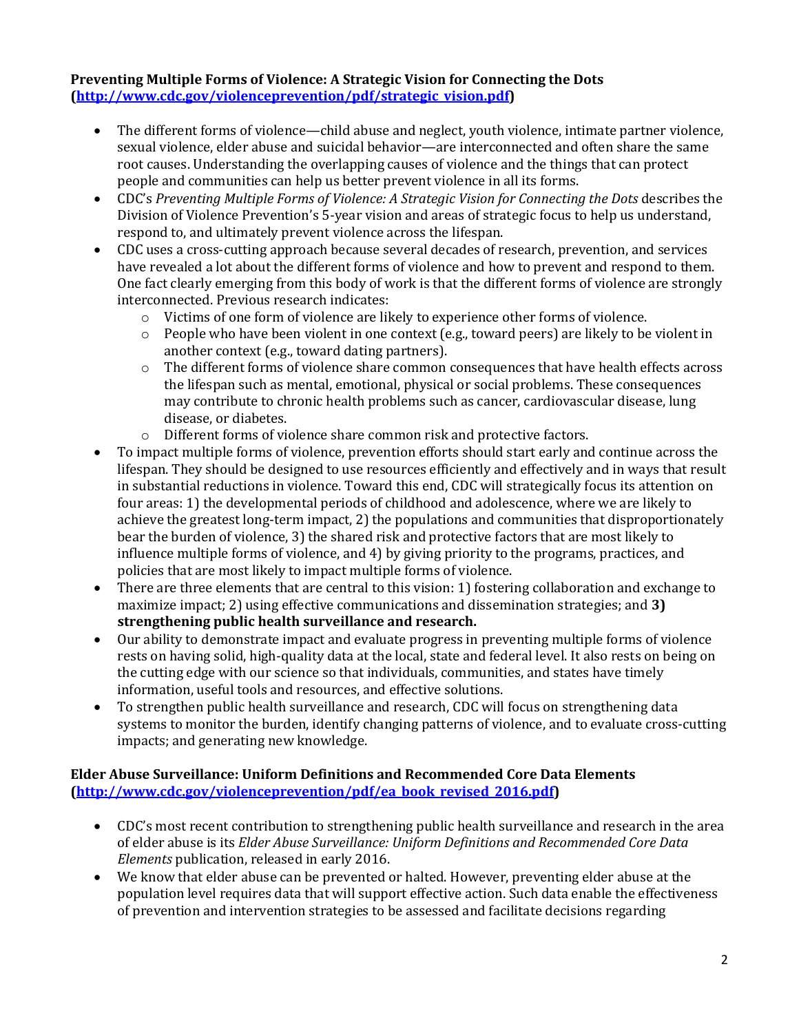**Preventing Multiple Forms of Violence: A Strategic Vision for Connecting the Dots ([http://www.cdc.gov/violenceprevention/pdf/strategic_vision.pdf](http://www.cdc.gov/violenceprevention/pdf/strategic_vision.pdf))**

- The different forms of violence—child abuse and neglect, youth violence, intimate partner violence, sexual violence, elder abuse and suicidal behavior—are interconnected and often share the same root causes. Understanding the overlapping causes of violence and the things that can protect people and communities can help us better prevent violence in all its forms.
- CDC's *Preventing Multiple Forms of Violence: A Strategic Vision for Connecting the Dots* describes the Division of Violence Prevention's 5-year vision and areas of strategic focus to help us understand, respond to, and ultimately prevent violence across the lifespan.
- CDC uses a cross-cutting approach because several decades of research, prevention, and services have revealed a lot about the different forms of violence and how to prevent and respond to them. One fact clearly emerging from this body of work is that the different forms of violence are strongly interconnected. Previous research indicates:
    - Victims of one form of violence are likely to experience other forms of violence.
    - People who have been violent in one context (e.g., toward peers) are likely to be violent in another context (e.g., toward dating partners).
    - The different forms of violence share common consequences that have health effects across the lifespan such as mental, emotional, physical or social problems. These consequences may contribute to chronic health problems such as cancer, cardiovascular disease, lung disease, or diabetes.
    - Different forms of violence share common risk and protective factors.
- To impact multiple forms of violence, prevention efforts should start early and continue across the lifespan. They should be designed to use resources efficiently and effectively and in ways that result in substantial reductions in violence. Toward this end, CDC will strategically focus its attention on four areas: 1) the developmental periods of childhood and adolescence, where we are likely to achieve the greatest long-term impact, 2) the populations and communities that disproportionately bear the burden of violence, 3) the shared risk and protective factors that are most likely to influence multiple forms of violence, and 4) by giving priority to the programs, practices, and policies that are most likely to impact multiple forms of violence.
- There are three elements that are central to this vision: 1) fostering collaboration and exchange to maximize impact; 2) using effective communications and dissemination strategies; and **3) strengthening public health surveillance and research.**
- Our ability to demonstrate impact and evaluate progress in preventing multiple forms of violence rests on having solid, high-quality data at the local, state and federal level. It also rests on being on the cutting edge with our science so that individuals, communities, and states have timely information, useful tools and resources, and effective solutions.
- To strengthen public health surveillance and research, CDC will focus on strengthening data systems to monitor the burden, identify changing patterns of violence, and to evaluate cross-cutting impacts; and generating new knowledge.

**Elder Abuse Surveillance: Uniform Definitions and Recommended Core Data Elements ([http://www.cdc.gov/violenceprevention/pdf/ea_book_revised_2016.pdf](http://www.cdc.gov/violenceprevention/pdf/ea_book_revised_2016.pdf))**

- CDC's most recent contribution to strengthening public health surveillance and research in the area of elder abuse is its *Elder Abuse Surveillance: Uniform Definitions and Recommended Core Data Elements* publication, released in early 2016.
- We know that elder abuse can be prevented or halted. However, preventing elder abuse at the population level requires data that will support effective action. Such data enable the effectiveness of prevention and intervention strategies to be assessed and facilitate decisions regarding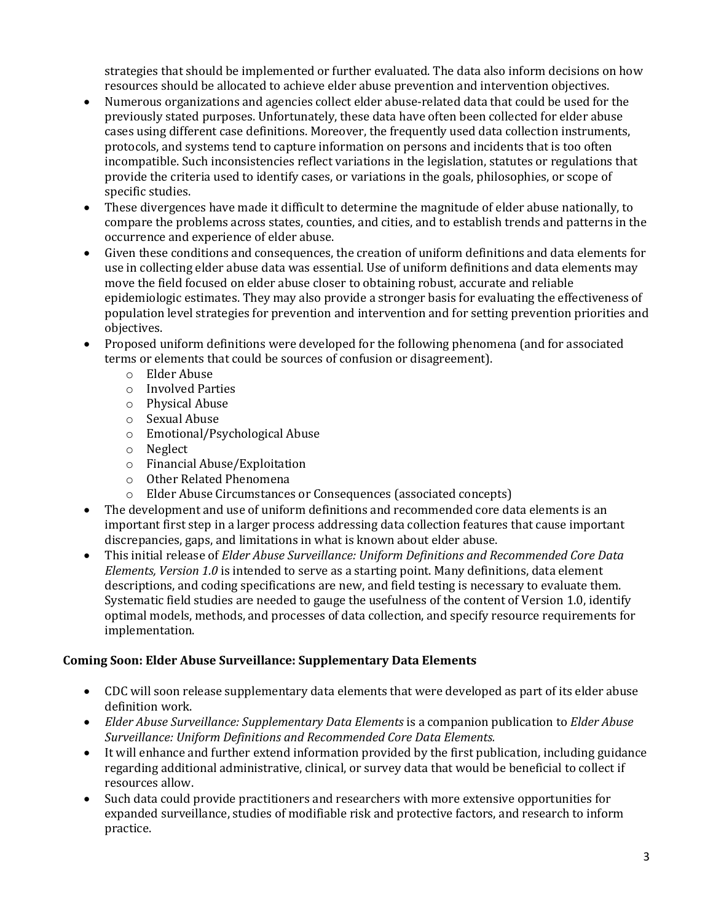strategies that should be implemented or further evaluated. The data also inform decisions on how resources should be allocated to achieve elder abuse prevention and intervention objectives.

- Numerous organizations and agencies collect elder abuse-related data that could be used for the previously stated purposes. Unfortunately, these data have often been collected for elder abuse cases using different case definitions. Moreover, the frequently used data collection instruments, protocols, and systems tend to capture information on persons and incidents that is too often incompatible. Such inconsistencies reflect variations in the legislation, statutes or regulations that provide the criteria used to identify cases, or variations in the goals, philosophies, or scope of specific studies.
- These divergences have made it difficult to determine the magnitude of elder abuse nationally, to compare the problems across states, counties, and cities, and to establish trends and patterns in the occurrence and experience of elder abuse.
- Given these conditions and consequences, the creation of uniform definitions and data elements for use in collecting elder abuse data was essential. Use of uniform definitions and data elements may move the field focused on elder abuse closer to obtaining robust, accurate and reliable epidemiologic estimates. They may also provide a stronger basis for evaluating the effectiveness of population level strategies for prevention and intervention and for setting prevention priorities and objectives.
- Proposed uniform definitions were developed for the following phenomena (and for associated terms or elements that could be sources of confusion or disagreement).
  - Elder Abuse
  - Involved Parties
  - Physical Abuse
  - Sexual Abuse
  - Emotional/Psychological Abuse
  - Neglect
  - Financial Abuse/Exploitation
  - Other Related Phenomena
  - Elder Abuse Circumstances or Consequences (associated concepts)
- The development and use of uniform definitions and recommended core data elements is an important first step in a larger process addressing data collection features that cause important discrepancies, gaps, and limitations in what is known about elder abuse.
- This initial release of *Elder Abuse Surveillance: Uniform Definitions and Recommended Core Data Elements, Version 1.0* is intended to serve as a starting point. Many definitions, data element descriptions, and coding specifications are new, and field testing is necessary to evaluate them. Systematic field studies are needed to gauge the usefulness of the content of Version 1.0, identify optimal models, methods, and processes of data collection, and specify resource requirements for implementation.

## Coming Soon: Elder Abuse Surveillance: Supplementary Data Elements

- CDC will soon release supplementary data elements that were developed as part of its elder abuse definition work.
- *Elder Abuse Surveillance: Supplementary Data Elements* is a companion publication to *Elder Abuse Surveillance: Uniform Definitions and Recommended Core Data Elements.*
- It will enhance and further extend information provided by the first publication, including guidance regarding additional administrative, clinical, or survey data that would be beneficial to collect if resources allow.
- Such data could provide practitioners and researchers with more extensive opportunities for expanded surveillance, studies of modifiable risk and protective factors, and research to inform practice.